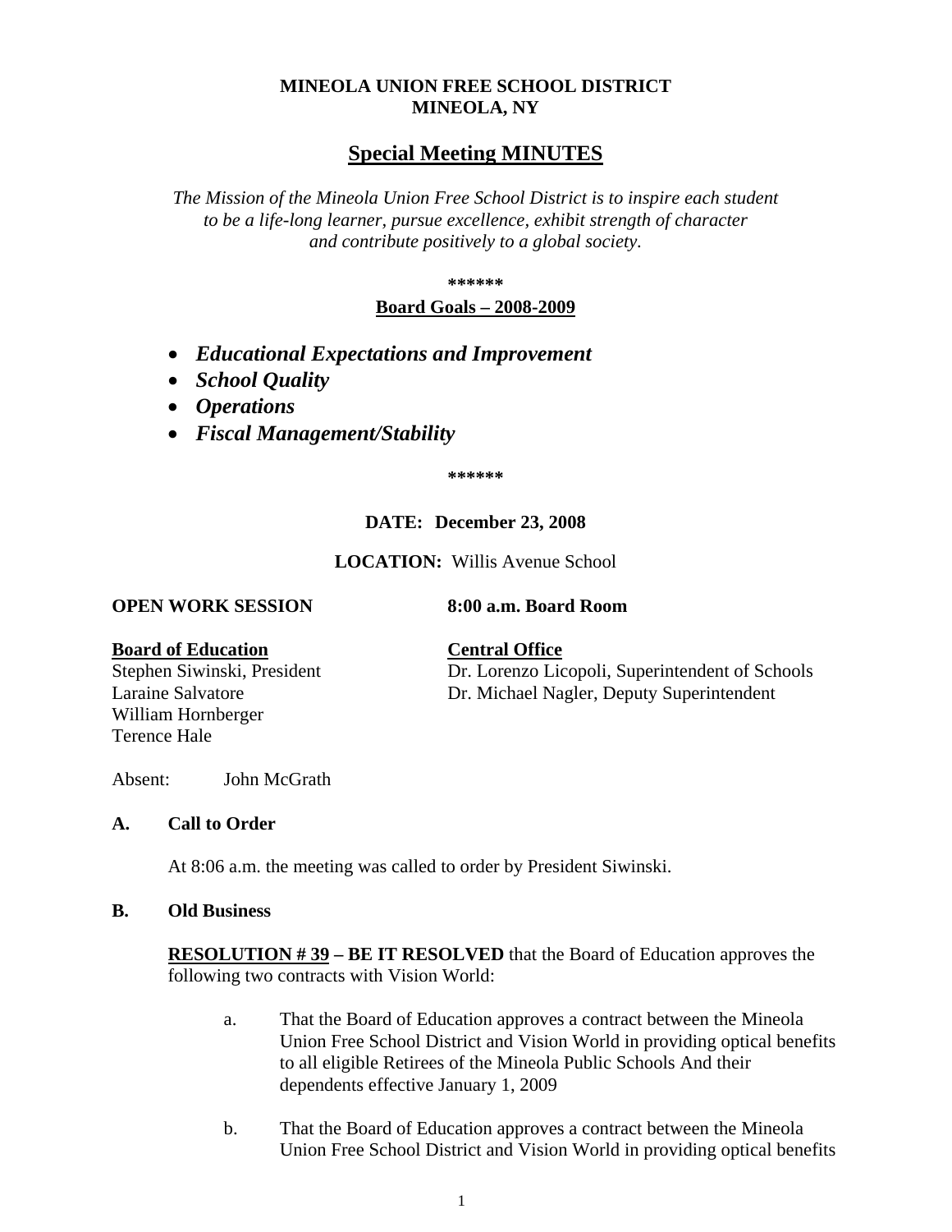**MINEOLA UNION FREE SCHOOL DISTRICT**
**MINEOLA, NY**

# Special Meeting MINUTES

*The Mission of the Mineola Union Free School District is to inspire each student to be a life-long learner, pursue excellence, exhibit strength of character and contribute positively to a global society.*

**\*\*\*\*\*\***

**Board Goals – 2008-2009**

- ***Educational Expectations and Improvement***
- ***School Quality***
- ***Operations***
- ***Fiscal Management/Stability***

**\*\*\*\*\*\***

**DATE: December 23, 2008**

**LOCATION:** Willis Avenue School

**OPEN WORK SESSION** **8:00 a.m. Board Room**

**Board of Education**
Stephen Siwinski, President
Laraine Salvatore
William Hornberger
Terence Hale

**Central Office**
Dr. Lorenzo Licopoli, Superintendent of Schools
Dr. Michael Nagler, Deputy Superintendent

Absent: John McGrath

**A. Call to Order**

At 8:06 a.m. the meeting was called to order by President Siwinski.

**B. Old Business**

**RESOLUTION # 39 – BE IT RESOLVED** that the Board of Education approves the following two contracts with Vision World:

a. That the Board of Education approves a contract between the Mineola Union Free School District and Vision World in providing optical benefits to all eligible Retirees of the Mineola Public Schools And their dependents effective January 1, 2009

b. That the Board of Education approves a contract between the Mineola Union Free School District and Vision World in providing optical benefits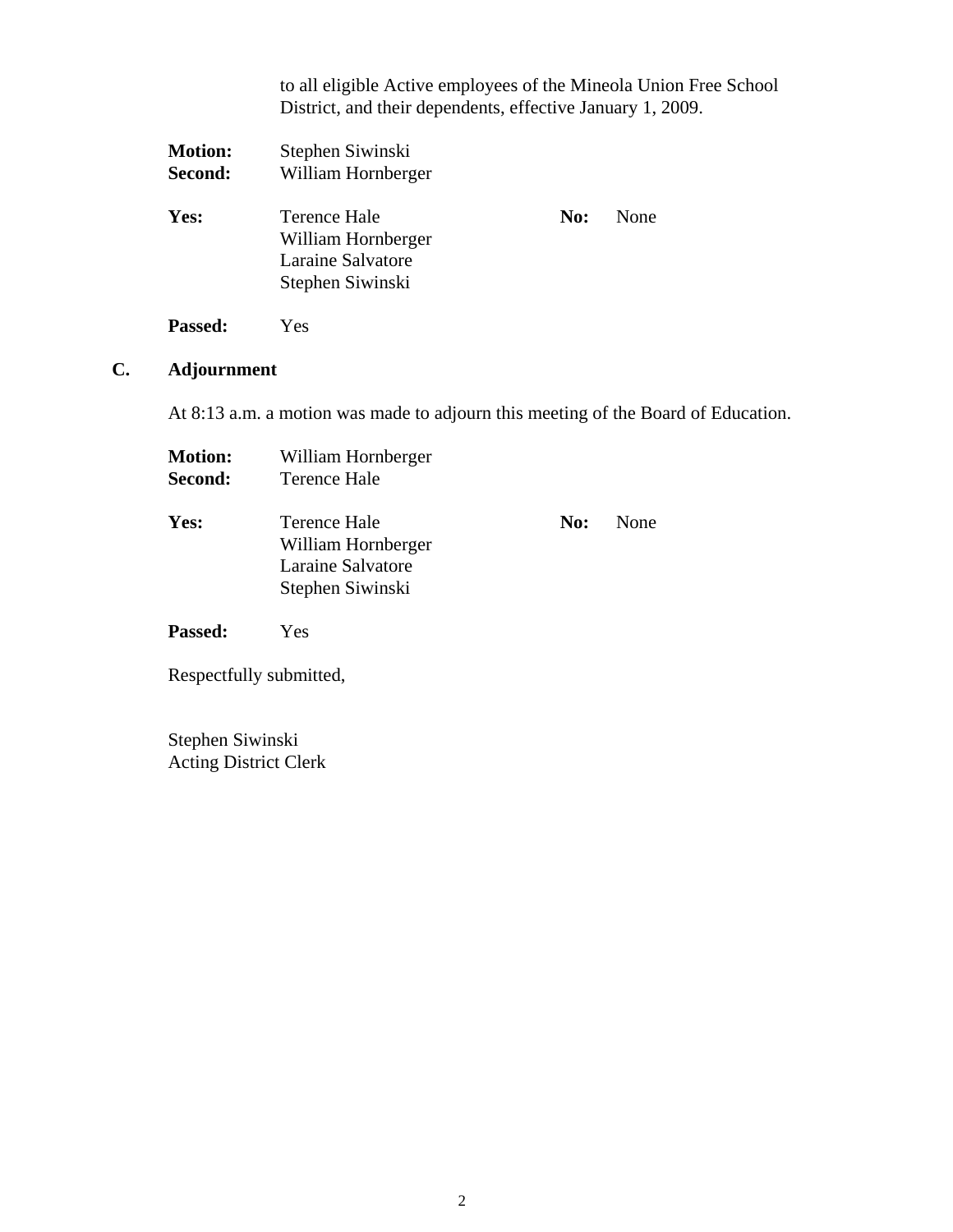to all eligible Active employees of the Mineola Union Free School District, and their dependents, effective January 1, 2009.

**Motion:** Stephen Siwinski
**Second:** William Hornberger

**Yes:** Terence Hale
William Hornberger
Laraine Salvatore
Stephen Siwinski

**No:** None

**Passed:** Yes

## C. Adjournment

At 8:13 a.m. a motion was made to adjourn this meeting of the Board of Education.

**Motion:** William Hornberger
**Second:** Terence Hale

**Yes:** Terence Hale
William Hornberger
Laraine Salvatore
Stephen Siwinski

**No:** None

**Passed:** Yes

Respectfully submitted,

Stephen Siwinski
Acting District Clerk